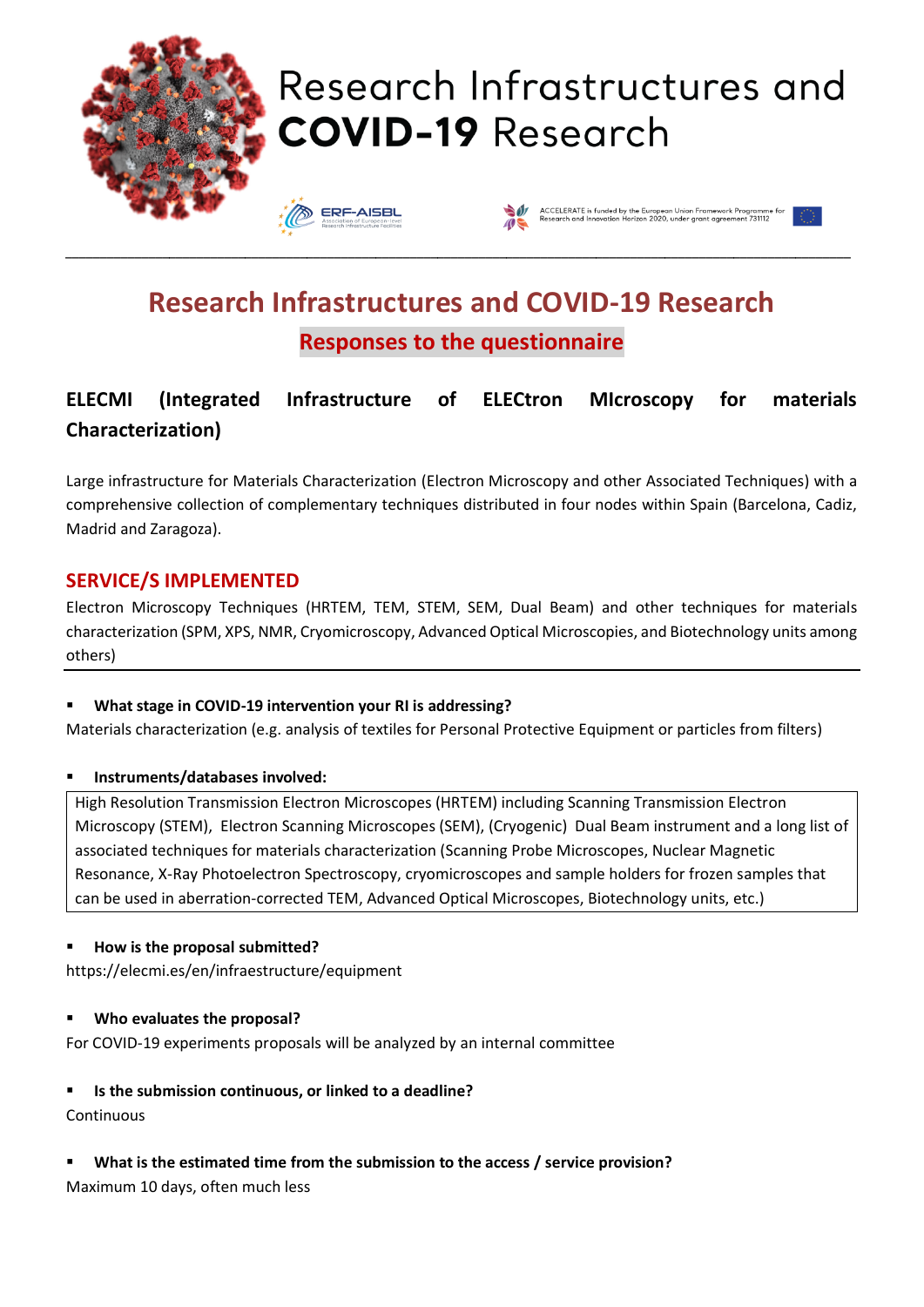# Research Infrastructures and COVID-19 Research

ACCELERATE is funded by the European Union Framework Programme for Research and Innovation Horizon 2020, under grant agreement 731112

## Research Infrastructures and COVID-19 Research

### Responses to the questionnaire

### ELECMI (Integrated Infrastructure of ELECtron MIcroscopy for materials Characterization)

Large infrastructure for Materials Characterization (Electron Microscopy and other Associated Techniques) with a comprehensive collection of complementary techniques distributed in four nodes within Spain (Barcelona, Cadiz, Madrid and Zaragoza).

### SERVICE/S IMPLEMENTED

Electron Microscopy Techniques (HRTEM, TEM, STEM, SEM, Dual Beam) and other techniques for materials characterization (SPM, XPS, NMR, Cryomicroscopy, Advanced Optical Microscopies, and Biotechnology units among others)

- **What stage in COVID-19 intervention your RI is addressing?**

Materials characterization (e.g. analysis of textiles for Personal Protective Equipment or particles from filters)

- **Instruments/databases involved:**

High Resolution Transmission Electron Microscopes (HRTEM) including Scanning Transmission Electron Microscopy (STEM), Electron Scanning Microscopes (SEM), (Cryogenic) Dual Beam instrument and a long list of associated techniques for materials characterization (Scanning Probe Microscopes, Nuclear Magnetic Resonance, X-Ray Photoelectron Spectroscopy, cryomicroscopes and sample holders for frozen samples that can be used in aberration-corrected TEM, Advanced Optical Microscopes, Biotechnology units, etc.)

- **How is the proposal submitted?**

https://elecmi.es/en/infraestructure/equipment

- **Who evaluates the proposal?**

For COVID-19 experiments proposals will be analyzed by an internal committee

- **Is the submission continuous, or linked to a deadline?**

Continuous

- **What is the estimated time from the submission to the access / service provision?**

Maximum 10 days, often much less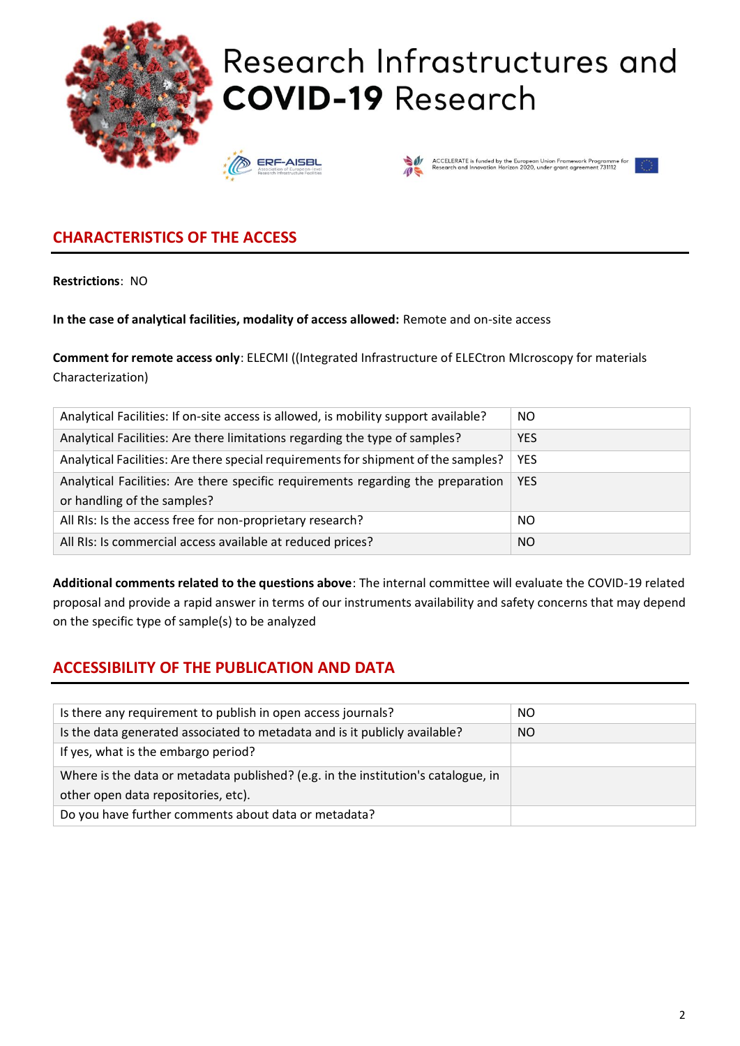# Research Infrastructures and **COVID-19** Research

## CHARACTERISTICS OF THE ACCESS

**Restrictions**: NO

**In the case of analytical facilities, modality of access allowed:** Remote and on-site access

**Comment for remote access only**: ELECMI ((Integrated Infrastructure of ELECtron MIcroscopy for materials Characterization)

| | |
|---|---|
| Analytical Facilities: If on-site access is allowed, is mobility support available? | NO |
| Analytical Facilities: Are there limitations regarding the type of samples? | YES |
| Analytical Facilities: Are there special requirements for shipment of the samples? | YES |
| Analytical Facilities: Are there specific requirements regarding the preparation or handling of the samples? | YES |
| All RIs: Is the access free for non-proprietary research? | NO |
| All RIs: Is commercial access available at reduced prices? | NO |

**Additional comments related to the questions above**: The internal committee will evaluate the COVID-19 related proposal and provide a rapid answer in terms of our instruments availability and safety concerns that may depend on the specific type of sample(s) to be analyzed

## ACCESSIBILITY OF THE PUBLICATION AND DATA

| | |
|---|---|
| Is there any requirement to publish in open access journals? | NO |
| Is the data generated associated to metadata and is it publicly available? | NO |
| If yes, what is the embargo period? | |
| Where is the data or metadata published? (e.g. in the institution's catalogue, in other open data repositories, etc). | |
| Do you have further comments about data or metadata? | |